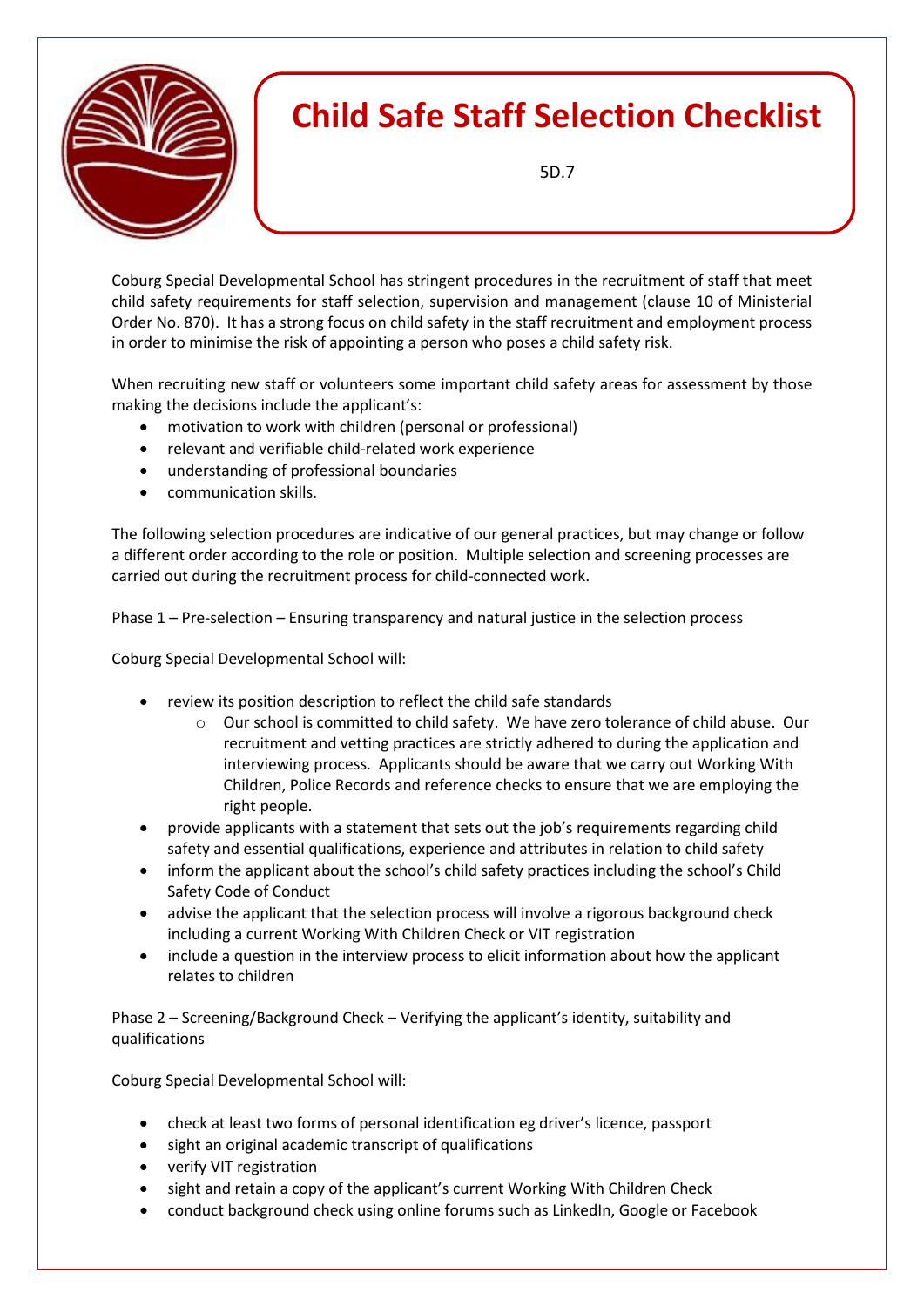# Child Safe Staff Selection Checklist

5D.7

Coburg Special Developmental School has stringent procedures in the recruitment of staff that meet child safety requirements for staff selection, supervision and management (clause 10 of Ministerial Order No. 870). It has a strong focus on child safety in the staff recruitment and employment process in order to minimise the risk of appointing a person who poses a child safety risk.

When recruiting new staff or volunteers some important child safety areas for assessment by those making the decisions include the applicant's:

- motivation to work with children (personal or professional)
- relevant and verifiable child-related work experience
- understanding of professional boundaries
- communication skills.

The following selection procedures are indicative of our general practices, but may change or follow a different order according to the role or position. Multiple selection and screening processes are carried out during the recruitment process for child-connected work.

Phase 1 – Pre-selection – Ensuring transparency and natural justice in the selection process

Coburg Special Developmental School will:

- review its position description to reflect the child safe standards
  - Our school is committed to child safety. We have zero tolerance of child abuse. Our recruitment and vetting practices are strictly adhered to during the application and interviewing process. Applicants should be aware that we carry out Working With Children, Police Records and reference checks to ensure that we are employing the right people.
- provide applicants with a statement that sets out the job's requirements regarding child safety and essential qualifications, experience and attributes in relation to child safety
- inform the applicant about the school's child safety practices including the school's Child Safety Code of Conduct
- advise the applicant that the selection process will involve a rigorous background check including a current Working With Children Check or VIT registration
- include a question in the interview process to elicit information about how the applicant relates to children

Phase 2 – Screening/Background Check – Verifying the applicant's identity, suitability and qualifications

Coburg Special Developmental School will:

- check at least two forms of personal identification eg driver's licence, passport
- sight an original academic transcript of qualifications
- verify VIT registration
- sight and retain a copy of the applicant's current Working With Children Check
- conduct background check using online forums such as LinkedIn, Google or Facebook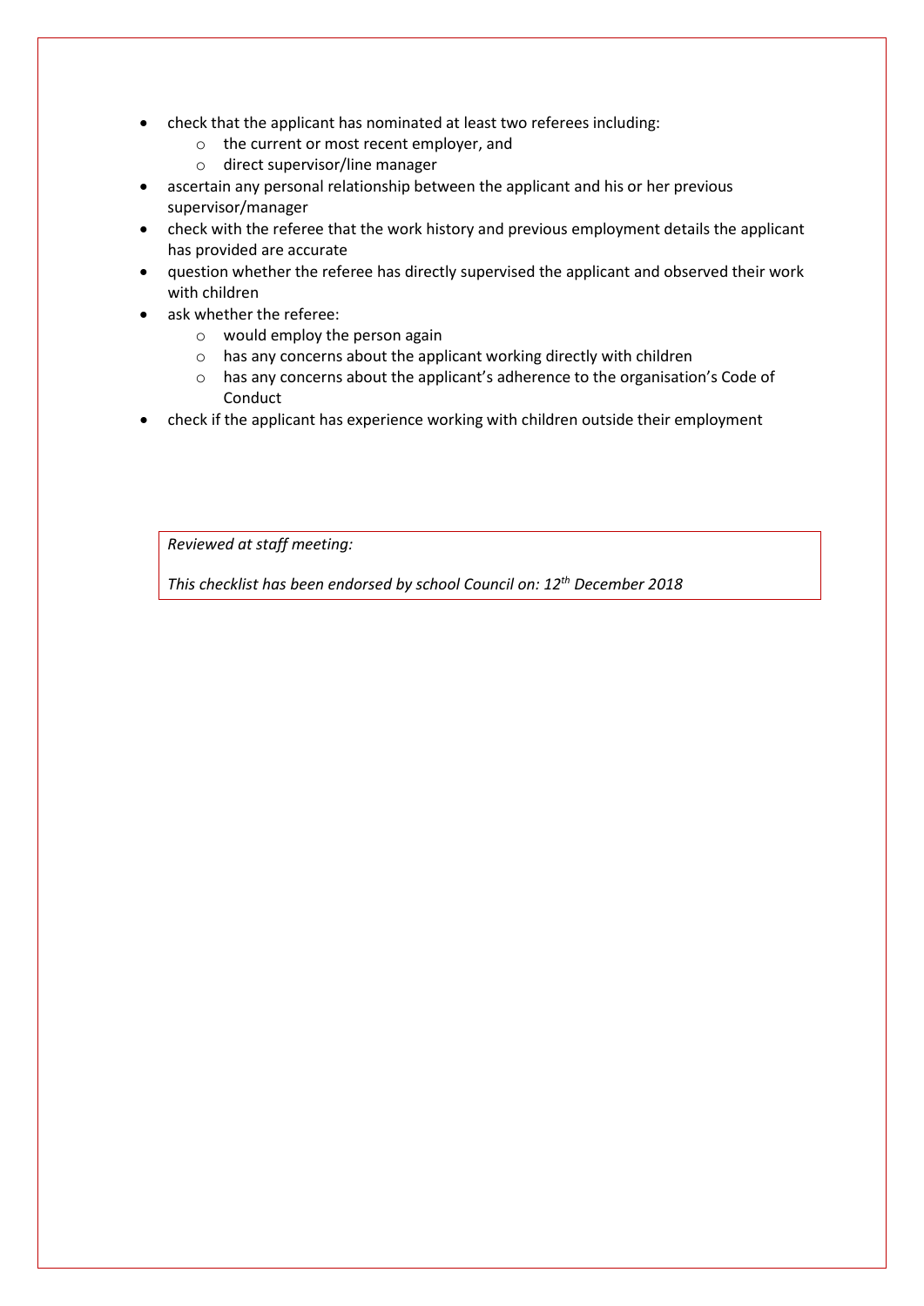- check that the applicant has nominated at least two referees including:
    - the current or most recent employer, and
    - direct supervisor/line manager
- ascertain any personal relationship between the applicant and his or her previous supervisor/manager
- check with the referee that the work history and previous employment details the applicant has provided are accurate
- question whether the referee has directly supervised the applicant and observed their work with children
- ask whether the referee:
    - would employ the person again
    - has any concerns about the applicant working directly with children
    - has any concerns about the applicant's adherence to the organisation's Code of Conduct
- check if the applicant has experience working with children outside their employment

*Reviewed at staff meeting:*

*This checklist has been endorsed by school Council on: 12th December 2018*